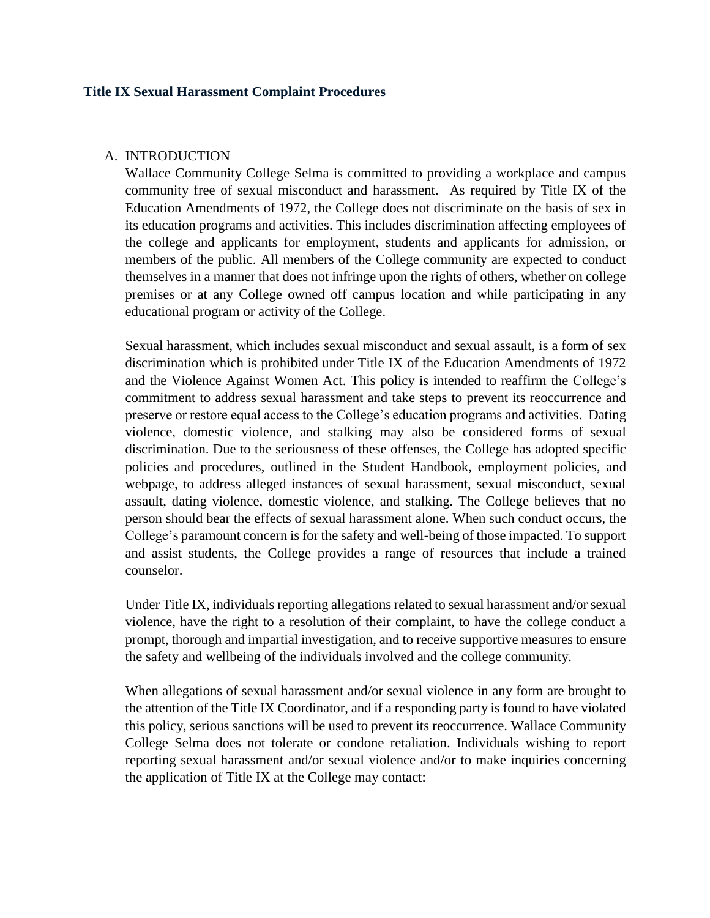**Title IX Sexual Harassment Complaint Procedures**

A. INTRODUCTION

Wallace Community College Selma is committed to providing a workplace and campus community free of sexual misconduct and harassment. As required by Title IX of the Education Amendments of 1972, the College does not discriminate on the basis of sex in its education programs and activities. This includes discrimination affecting employees of the college and applicants for employment, students and applicants for admission, or members of the public. All members of the College community are expected to conduct themselves in a manner that does not infringe upon the rights of others, whether on college premises or at any College owned off campus location and while participating in any educational program or activity of the College.

Sexual harassment, which includes sexual misconduct and sexual assault, is a form of sex discrimination which is prohibited under Title IX of the Education Amendments of 1972 and the Violence Against Women Act. This policy is intended to reaffirm the College's commitment to address sexual harassment and take steps to prevent its reoccurrence and preserve or restore equal access to the College's education programs and activities. Dating violence, domestic violence, and stalking may also be considered forms of sexual discrimination. Due to the seriousness of these offenses, the College has adopted specific policies and procedures, outlined in the Student Handbook, employment policies, and webpage, to address alleged instances of sexual harassment, sexual misconduct, sexual assault, dating violence, domestic violence, and stalking. The College believes that no person should bear the effects of sexual harassment alone. When such conduct occurs, the College's paramount concern is for the safety and well-being of those impacted. To support and assist students, the College provides a range of resources that include a trained counselor.

Under Title IX, individuals reporting allegations related to sexual harassment and/or sexual violence, have the right to a resolution of their complaint, to have the college conduct a prompt, thorough and impartial investigation, and to receive supportive measures to ensure the safety and wellbeing of the individuals involved and the college community.

When allegations of sexual harassment and/or sexual violence in any form are brought to the attention of the Title IX Coordinator, and if a responding party is found to have violated this policy, serious sanctions will be used to prevent its reoccurrence. Wallace Community College Selma does not tolerate or condone retaliation. Individuals wishing to report reporting sexual harassment and/or sexual violence and/or to make inquiries concerning the application of Title IX at the College may contact: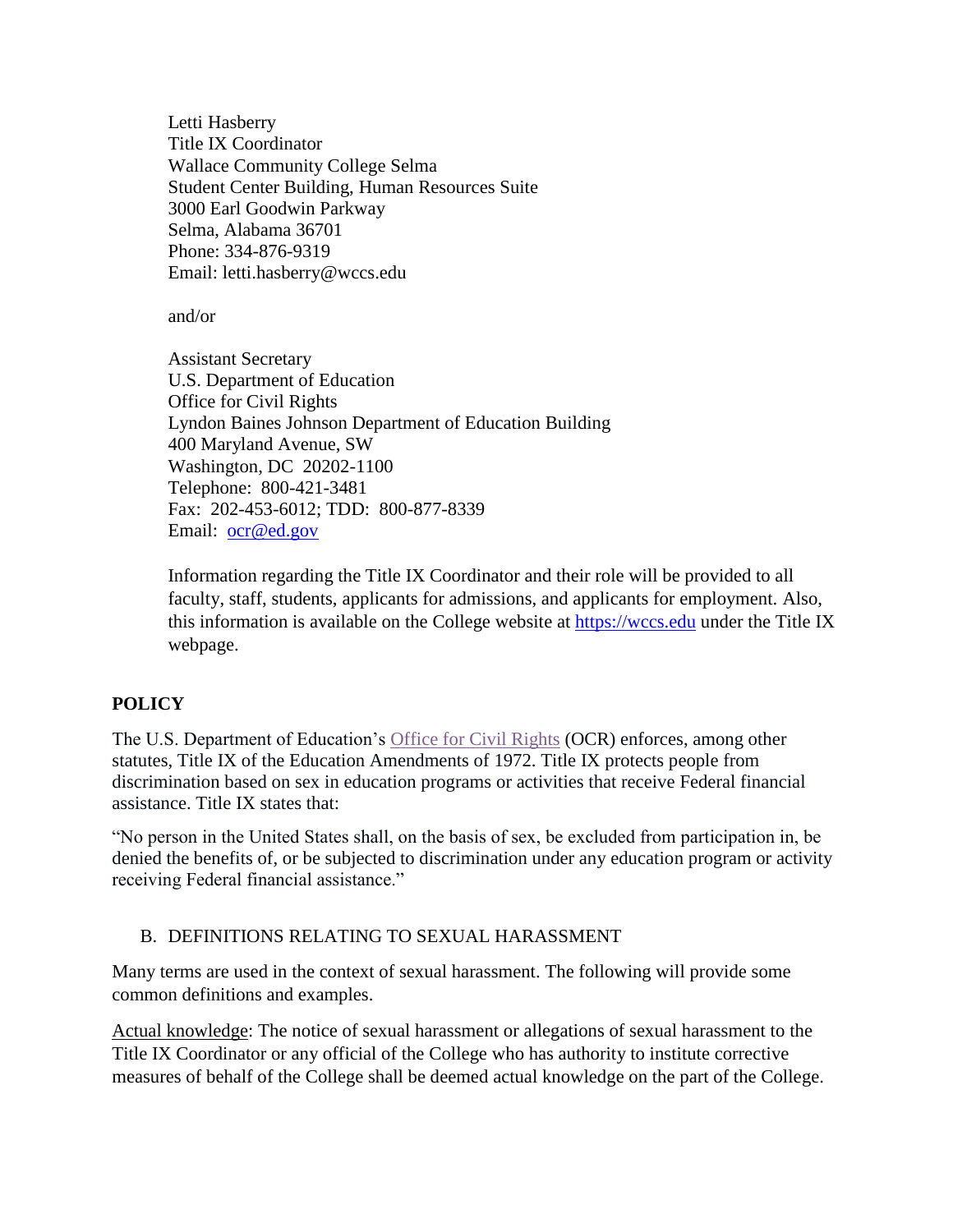Letti Hasberry
Title IX Coordinator
Wallace Community College Selma
Student Center Building, Human Resources Suite
3000 Earl Goodwin Parkway
Selma, Alabama 36701
Phone: 334-876-9319
Email: letti.hasberry@wccs.edu

and/or

Assistant Secretary
U.S. Department of Education
Office for Civil Rights
Lyndon Baines Johnson Department of Education Building
400 Maryland Avenue, SW
Washington, DC 20202-1100
Telephone: 800-421-3481
Fax: 202-453-6012; TDD: 800-877-8339
Email: ocr@ed.gov

Information regarding the Title IX Coordinator and their role will be provided to all faculty, staff, students, applicants for admissions, and applicants for employment. Also, this information is available on the College website at https://wccs.edu under the Title IX webpage.

## POLICY

The U.S. Department of Education's Office for Civil Rights (OCR) enforces, among other statutes, Title IX of the Education Amendments of 1972. Title IX protects people from discrimination based on sex in education programs or activities that receive Federal financial assistance. Title IX states that:

"No person in the United States shall, on the basis of sex, be excluded from participation in, be denied the benefits of, or be subjected to discrimination under any education program or activity receiving Federal financial assistance."

### B. DEFINITIONS RELATING TO SEXUAL HARASSMENT

Many terms are used in the context of sexual harassment. The following will provide some common definitions and examples.

Actual knowledge: The notice of sexual harassment or allegations of sexual harassment to the Title IX Coordinator or any official of the College who has authority to institute corrective measures of behalf of the College shall be deemed actual knowledge on the part of the College.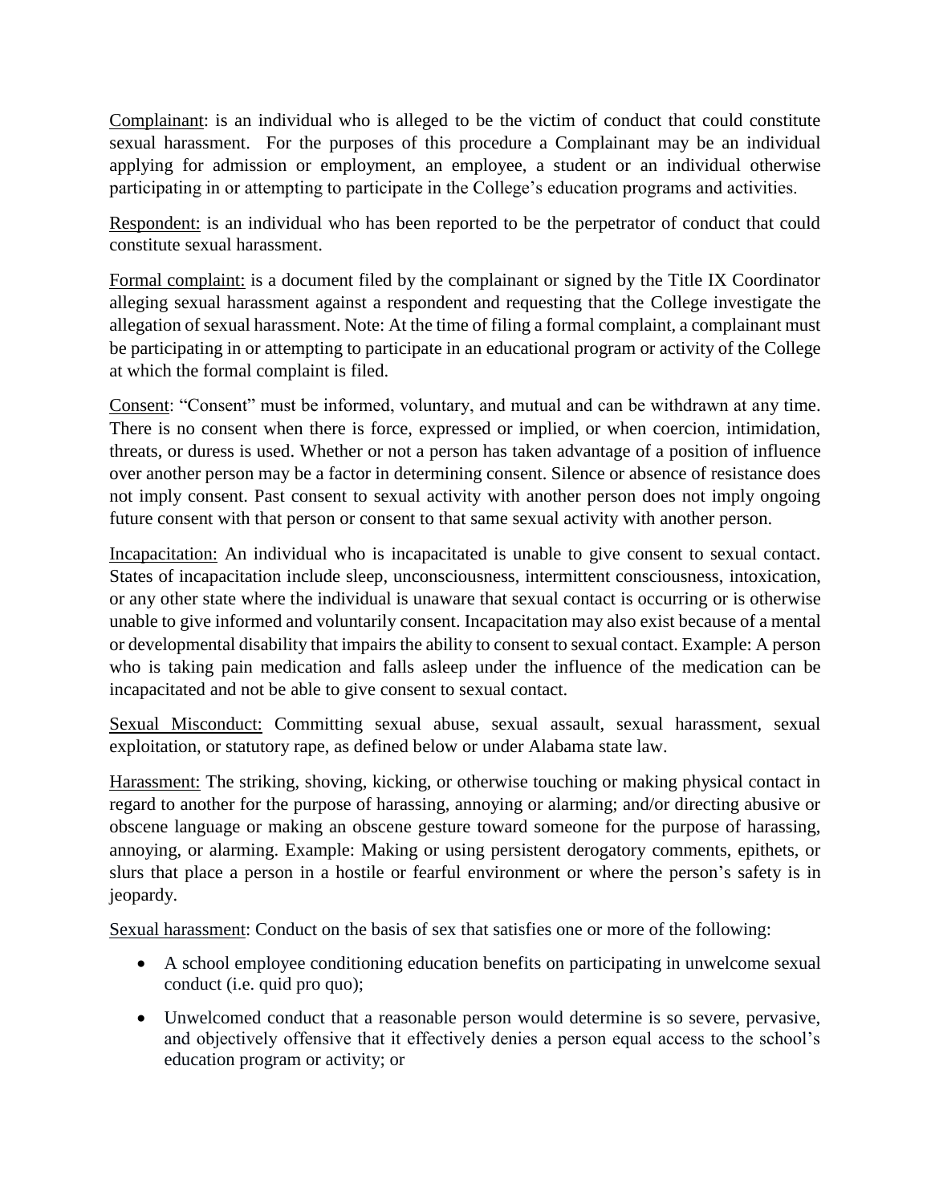Complainant: is an individual who is alleged to be the victim of conduct that could constitute sexual harassment. For the purposes of this procedure a Complainant may be an individual applying for admission or employment, an employee, a student or an individual otherwise participating in or attempting to participate in the College's education programs and activities.

Respondent: is an individual who has been reported to be the perpetrator of conduct that could constitute sexual harassment.

Formal complaint: is a document filed by the complainant or signed by the Title IX Coordinator alleging sexual harassment against a respondent and requesting that the College investigate the allegation of sexual harassment. Note: At the time of filing a formal complaint, a complainant must be participating in or attempting to participate in an educational program or activity of the College at which the formal complaint is filed.

Consent: "Consent" must be informed, voluntary, and mutual and can be withdrawn at any time. There is no consent when there is force, expressed or implied, or when coercion, intimidation, threats, or duress is used. Whether or not a person has taken advantage of a position of influence over another person may be a factor in determining consent. Silence or absence of resistance does not imply consent. Past consent to sexual activity with another person does not imply ongoing future consent with that person or consent to that same sexual activity with another person.

Incapacitation: An individual who is incapacitated is unable to give consent to sexual contact. States of incapacitation include sleep, unconsciousness, intermittent consciousness, intoxication, or any other state where the individual is unaware that sexual contact is occurring or is otherwise unable to give informed and voluntarily consent. Incapacitation may also exist because of a mental or developmental disability that impairs the ability to consent to sexual contact. Example: A person who is taking pain medication and falls asleep under the influence of the medication can be incapacitated and not be able to give consent to sexual contact.

Sexual Misconduct: Committing sexual abuse, sexual assault, sexual harassment, sexual exploitation, or statutory rape, as defined below or under Alabama state law.

Harassment: The striking, shoving, kicking, or otherwise touching or making physical contact in regard to another for the purpose of harassing, annoying or alarming; and/or directing abusive or obscene language or making an obscene gesture toward someone for the purpose of harassing, annoying, or alarming. Example: Making or using persistent derogatory comments, epithets, or slurs that place a person in a hostile or fearful environment or where the person's safety is in jeopardy.

Sexual harassment: Conduct on the basis of sex that satisfies one or more of the following:

- A school employee conditioning education benefits on participating in unwelcome sexual conduct (i.e. quid pro quo);
- Unwelcomed conduct that a reasonable person would determine is so severe, pervasive, and objectively offensive that it effectively denies a person equal access to the school's education program or activity; or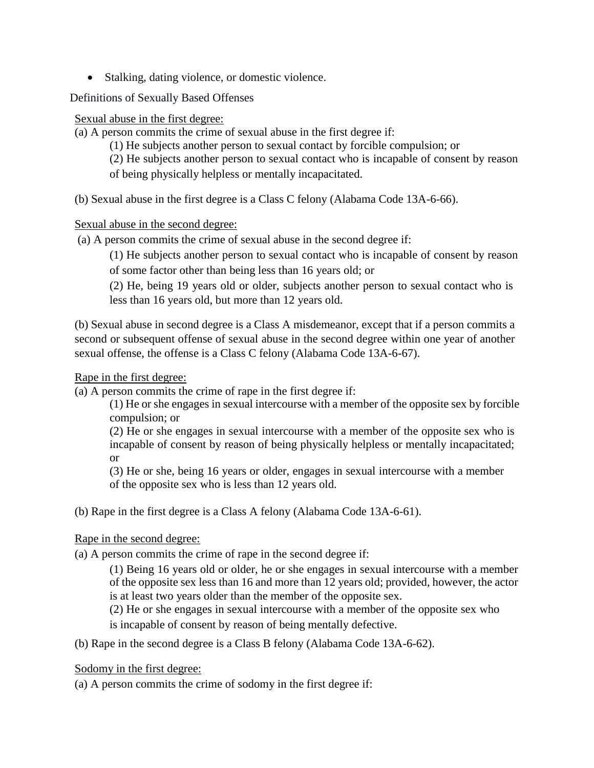- Stalking, dating violence, or domestic violence.

Definitions of Sexually Based Offenses

Sexual abuse in the first degree:

(a) A person commits the crime of sexual abuse in the first degree if:

(1) He subjects another person to sexual contact by forcible compulsion; or

(2) He subjects another person to sexual contact who is incapable of consent by reason of being physically helpless or mentally incapacitated.

(b) Sexual abuse in the first degree is a Class C felony (Alabama Code 13A-6-66).

Sexual abuse in the second degree:

(a) A person commits the crime of sexual abuse in the second degree if:

(1) He subjects another person to sexual contact who is incapable of consent by reason of some factor other than being less than 16 years old; or

(2) He, being 19 years old or older, subjects another person to sexual contact who is less than 16 years old, but more than 12 years old.

(b) Sexual abuse in second degree is a Class A misdemeanor, except that if a person commits a second or subsequent offense of sexual abuse in the second degree within one year of another sexual offense, the offense is a Class C felony (Alabama Code 13A-6-67).

Rape in the first degree:

(a) A person commits the crime of rape in the first degree if:

(1) He or she engages in sexual intercourse with a member of the opposite sex by forcible compulsion; or

(2) He or she engages in sexual intercourse with a member of the opposite sex who is incapable of consent by reason of being physically helpless or mentally incapacitated; or

(3) He or she, being 16 years or older, engages in sexual intercourse with a member of the opposite sex who is less than 12 years old.

(b) Rape in the first degree is a Class A felony (Alabama Code 13A-6-61).

Rape in the second degree:

(a) A person commits the crime of rape in the second degree if:

(1) Being 16 years old or older, he or she engages in sexual intercourse with a member of the opposite sex less than 16 and more than 12 years old; provided, however, the actor is at least two years older than the member of the opposite sex.

(2) He or she engages in sexual intercourse with a member of the opposite sex who is incapable of consent by reason of being mentally defective.

(b) Rape in the second degree is a Class B felony (Alabama Code 13A-6-62).

Sodomy in the first degree:

(a) A person commits the crime of sodomy in the first degree if: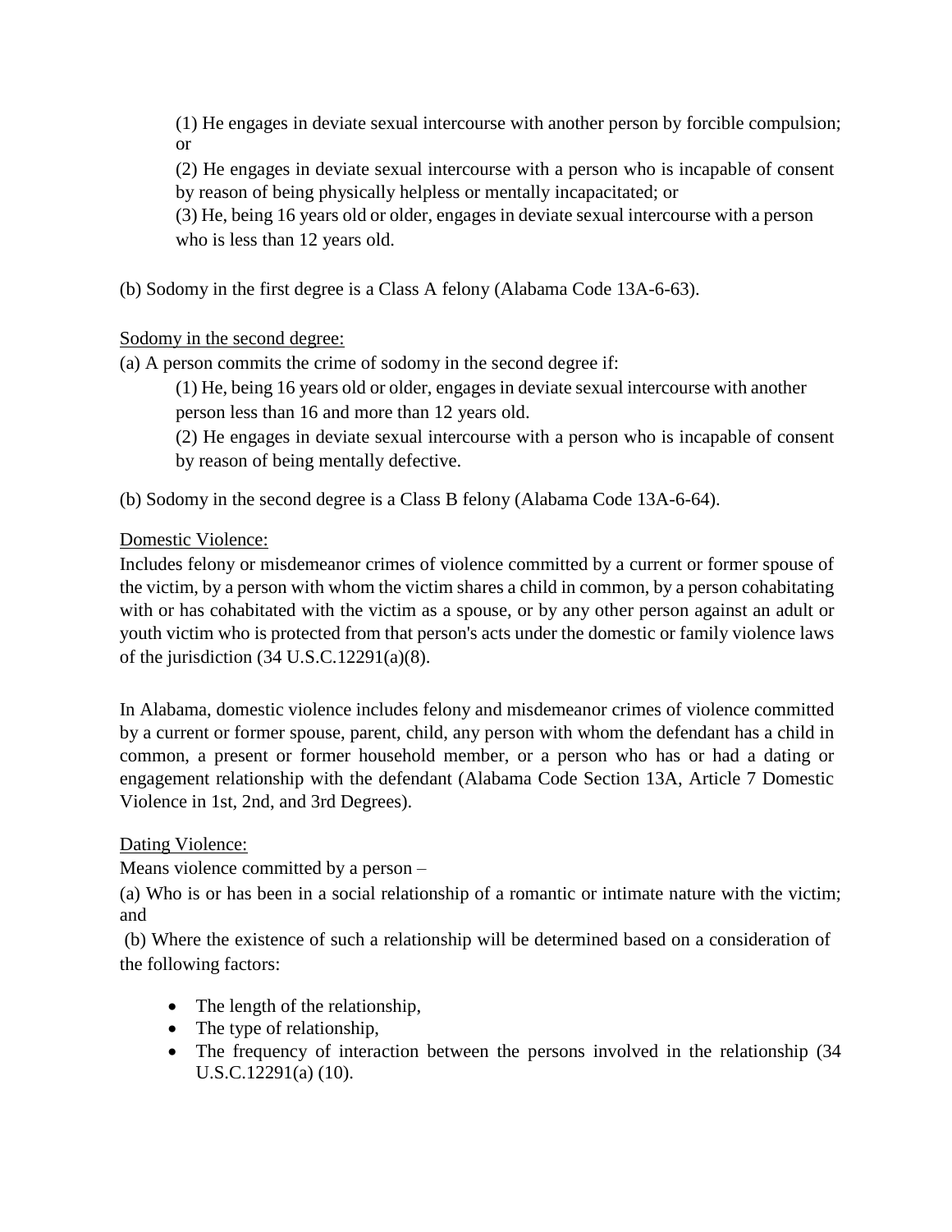(1) He engages in deviate sexual intercourse with another person by forcible compulsion; or

(2) He engages in deviate sexual intercourse with a person who is incapable of consent by reason of being physically helpless or mentally incapacitated; or

(3) He, being 16 years old or older, engages in deviate sexual intercourse with a person who is less than 12 years old.

(b) Sodomy in the first degree is a Class A felony (Alabama Code 13A-6-63).

<u>Sodomy in the second degree:</u>

(a) A person commits the crime of sodomy in the second degree if:

(1) He, being 16 years old or older, engages in deviate sexual intercourse with another person less than 16 and more than 12 years old.

(2) He engages in deviate sexual intercourse with a person who is incapable of consent by reason of being mentally defective.

(b) Sodomy in the second degree is a Class B felony (Alabama Code 13A-6-64).

<u>Domestic Violence:</u>

Includes felony or misdemeanor crimes of violence committed by a current or former spouse of the victim, by a person with whom the victim shares a child in common, by a person cohabitating with or has cohabitated with the victim as a spouse, or by any other person against an adult or youth victim who is protected from that person's acts under the domestic or family violence laws of the jurisdiction (34 U.S.C.12291(a)(8).

In Alabama, domestic violence includes felony and misdemeanor crimes of violence committed by a current or former spouse, parent, child, any person with whom the defendant has a child in common, a present or former household member, or a person who has or had a dating or engagement relationship with the defendant (Alabama Code Section 13A, Article 7 Domestic Violence in 1st, 2nd, and 3rd Degrees).

<u>Dating Violence:</u>

Means violence committed by a person –

(a) Who is or has been in a social relationship of a romantic or intimate nature with the victim; and

(b) Where the existence of such a relationship will be determined based on a consideration of the following factors:

- The length of the relationship,
- The type of relationship,
- The frequency of interaction between the persons involved in the relationship (34 U.S.C.12291(a) (10).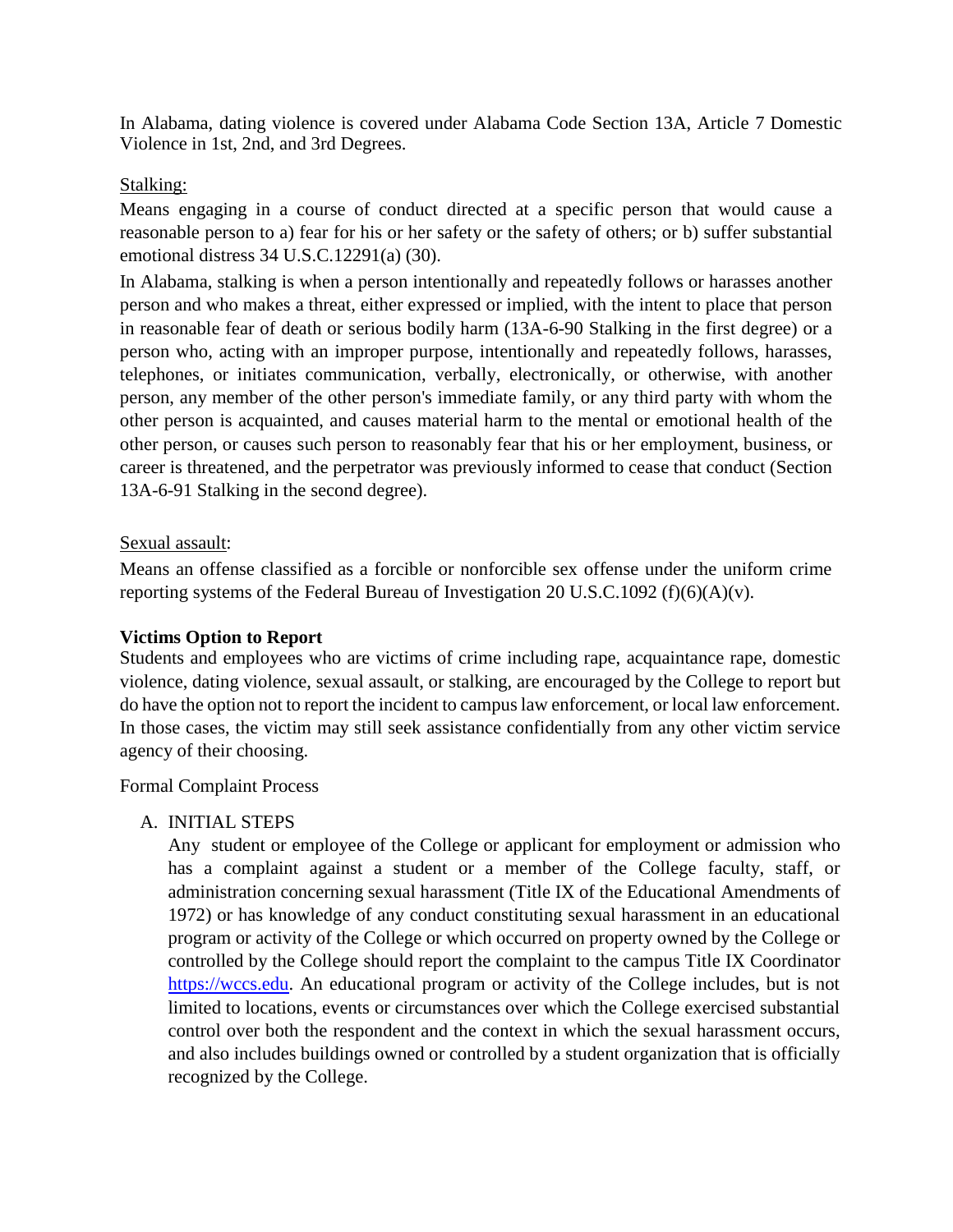In Alabama, dating violence is covered under Alabama Code Section 13A, Article 7 Domestic Violence in 1st, 2nd, and 3rd Degrees.

Stalking:

Means engaging in a course of conduct directed at a specific person that would cause a reasonable person to a) fear for his or her safety or the safety of others; or b) suffer substantial emotional distress 34 U.S.C.12291(a) (30).

In Alabama, stalking is when a person intentionally and repeatedly follows or harasses another person and who makes a threat, either expressed or implied, with the intent to place that person in reasonable fear of death or serious bodily harm (13A-6-90 Stalking in the first degree) or a person who, acting with an improper purpose, intentionally and repeatedly follows, harasses, telephones, or initiates communication, verbally, electronically, or otherwise, with another person, any member of the other person's immediate family, or any third party with whom the other person is acquainted, and causes material harm to the mental or emotional health of the other person, or causes such person to reasonably fear that his or her employment, business, or career is threatened, and the perpetrator was previously informed to cease that conduct (Section 13A-6-91 Stalking in the second degree).

Sexual assault:

Means an offense classified as a forcible or nonforcible sex offense under the uniform crime reporting systems of the Federal Bureau of Investigation 20 U.S.C.1092 (f)(6)(A)(v).

**Victims Option to Report**

Students and employees who are victims of crime including rape, acquaintance rape, domestic violence, dating violence, sexual assault, or stalking, are encouraged by the College to report but do have the option not to report the incident to campus law enforcement, or local law enforcement. In those cases, the victim may still seek assistance confidentially from any other victim service agency of their choosing.

Formal Complaint Process

A. INITIAL STEPS

Any student or employee of the College or applicant for employment or admission who has a complaint against a student or a member of the College faculty, staff, or administration concerning sexual harassment (Title IX of the Educational Amendments of 1972) or has knowledge of any conduct constituting sexual harassment in an educational program or activity of the College or which occurred on property owned by the College or controlled by the College should report the complaint to the campus Title IX Coordinator https://wccs.edu. An educational program or activity of the College includes, but is not limited to locations, events or circumstances over which the College exercised substantial control over both the respondent and the context in which the sexual harassment occurs, and also includes buildings owned or controlled by a student organization that is officially recognized by the College.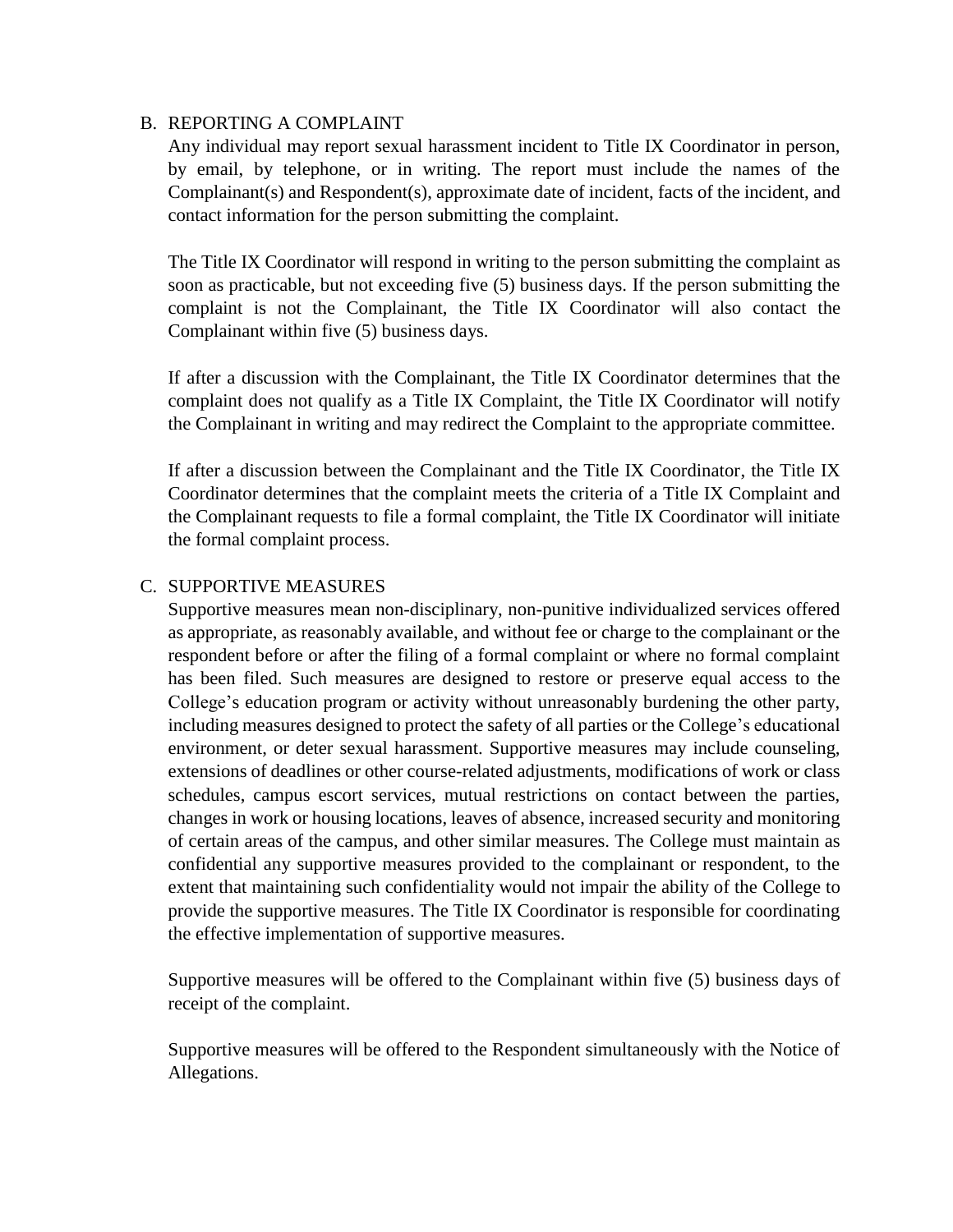## B. REPORTING A COMPLAINT

Any individual may report sexual harassment incident to Title IX Coordinator in person, by email, by telephone, or in writing. The report must include the names of the Complainant(s) and Respondent(s), approximate date of incident, facts of the incident, and contact information for the person submitting the complaint.

The Title IX Coordinator will respond in writing to the person submitting the complaint as soon as practicable, but not exceeding five (5) business days. If the person submitting the complaint is not the Complainant, the Title IX Coordinator will also contact the Complainant within five (5) business days.

If after a discussion with the Complainant, the Title IX Coordinator determines that the complaint does not qualify as a Title IX Complaint, the Title IX Coordinator will notify the Complainant in writing and may redirect the Complaint to the appropriate committee.

If after a discussion between the Complainant and the Title IX Coordinator, the Title IX Coordinator determines that the complaint meets the criteria of a Title IX Complaint and the Complainant requests to file a formal complaint, the Title IX Coordinator will initiate the formal complaint process.

## C. SUPPORTIVE MEASURES

Supportive measures mean non-disciplinary, non-punitive individualized services offered as appropriate, as reasonably available, and without fee or charge to the complainant or the respondent before or after the filing of a formal complaint or where no formal complaint has been filed. Such measures are designed to restore or preserve equal access to the College's education program or activity without unreasonably burdening the other party, including measures designed to protect the safety of all parties or the College's educational environment, or deter sexual harassment. Supportive measures may include counseling, extensions of deadlines or other course-related adjustments, modifications of work or class schedules, campus escort services, mutual restrictions on contact between the parties, changes in work or housing locations, leaves of absence, increased security and monitoring of certain areas of the campus, and other similar measures. The College must maintain as confidential any supportive measures provided to the complainant or respondent, to the extent that maintaining such confidentiality would not impair the ability of the College to provide the supportive measures. The Title IX Coordinator is responsible for coordinating the effective implementation of supportive measures.

Supportive measures will be offered to the Complainant within five (5) business days of receipt of the complaint.

Supportive measures will be offered to the Respondent simultaneously with the Notice of Allegations.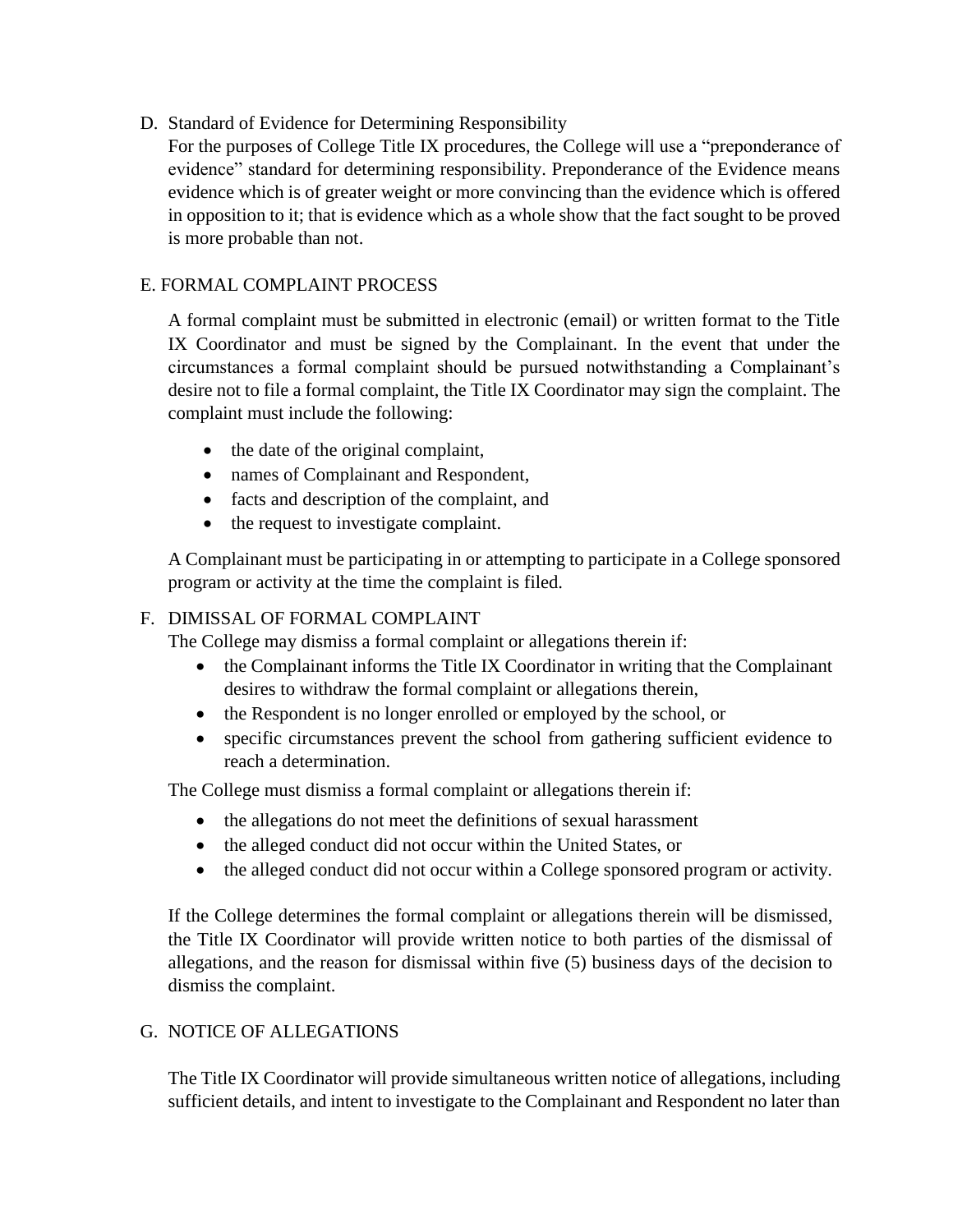D. Standard of Evidence for Determining Responsibility

For the purposes of College Title IX procedures, the College will use a "preponderance of evidence" standard for determining responsibility. Preponderance of the Evidence means evidence which is of greater weight or more convincing than the evidence which is offered in opposition to it; that is evidence which as a whole show that the fact sought to be proved is more probable than not.

E. FORMAL COMPLAINT PROCESS

A formal complaint must be submitted in electronic (email) or written format to the Title IX Coordinator and must be signed by the Complainant. In the event that under the circumstances a formal complaint should be pursued notwithstanding a Complainant's desire not to file a formal complaint, the Title IX Coordinator may sign the complaint. The complaint must include the following:

- the date of the original complaint,
- names of Complainant and Respondent,
- facts and description of the complaint, and
- the request to investigate complaint.

A Complainant must be participating in or attempting to participate in a College sponsored program or activity at the time the complaint is filed.

F. DIMISSAL OF FORMAL COMPLAINT

The College may dismiss a formal complaint or allegations therein if:

- the Complainant informs the Title IX Coordinator in writing that the Complainant desires to withdraw the formal complaint or allegations therein,
- the Respondent is no longer enrolled or employed by the school, or
- specific circumstances prevent the school from gathering sufficient evidence to reach a determination.

The College must dismiss a formal complaint or allegations therein if:

- the allegations do not meet the definitions of sexual harassment
- the alleged conduct did not occur within the United States, or
- the alleged conduct did not occur within a College sponsored program or activity.

If the College determines the formal complaint or allegations therein will be dismissed, the Title IX Coordinator will provide written notice to both parties of the dismissal of allegations, and the reason for dismissal within five (5) business days of the decision to dismiss the complaint.

G. NOTICE OF ALLEGATIONS

The Title IX Coordinator will provide simultaneous written notice of allegations, including sufficient details, and intent to investigate to the Complainant and Respondent no later than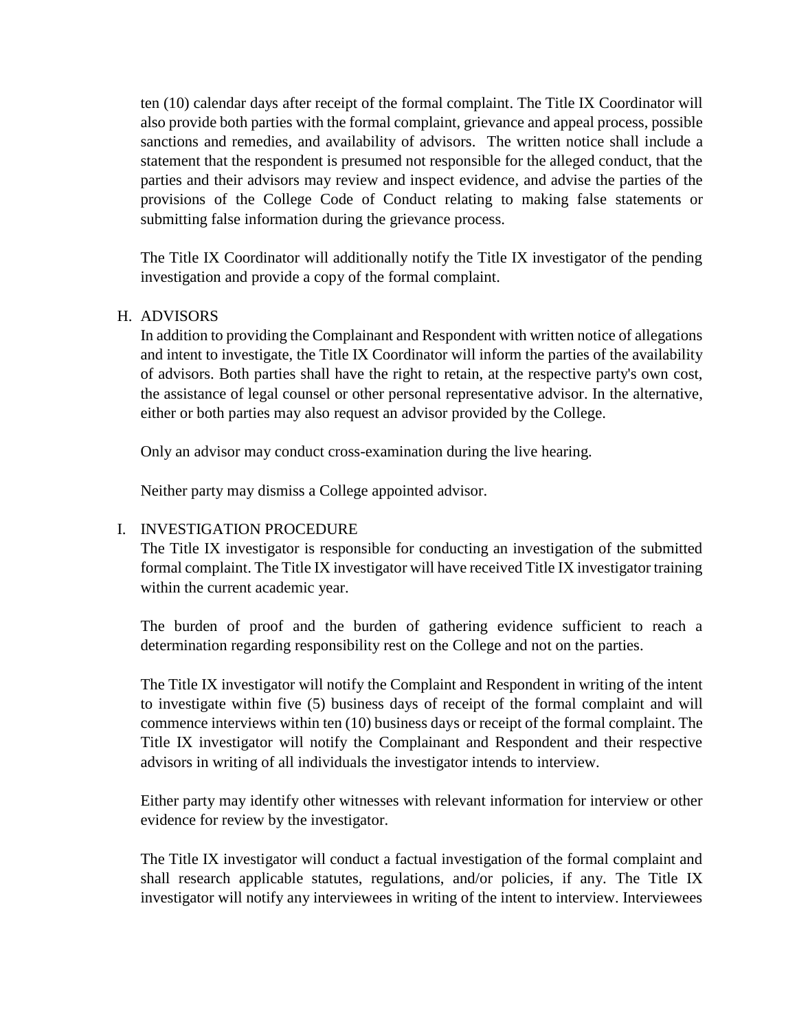ten (10) calendar days after receipt of the formal complaint. The Title IX Coordinator will also provide both parties with the formal complaint, grievance and appeal process, possible sanctions and remedies, and availability of advisors. The written notice shall include a statement that the respondent is presumed not responsible for the alleged conduct, that the parties and their advisors may review and inspect evidence, and advise the parties of the provisions of the College Code of Conduct relating to making false statements or submitting false information during the grievance process.

The Title IX Coordinator will additionally notify the Title IX investigator of the pending investigation and provide a copy of the formal complaint.

## H. ADVISORS

In addition to providing the Complainant and Respondent with written notice of allegations and intent to investigate, the Title IX Coordinator will inform the parties of the availability of advisors. Both parties shall have the right to retain, at the respective party's own cost, the assistance of legal counsel or other personal representative advisor. In the alternative, either or both parties may also request an advisor provided by the College.

Only an advisor may conduct cross-examination during the live hearing.

Neither party may dismiss a College appointed advisor.

## I. INVESTIGATION PROCEDURE

The Title IX investigator is responsible for conducting an investigation of the submitted formal complaint. The Title IX investigator will have received Title IX investigator training within the current academic year.

The burden of proof and the burden of gathering evidence sufficient to reach a determination regarding responsibility rest on the College and not on the parties.

The Title IX investigator will notify the Complaint and Respondent in writing of the intent to investigate within five (5) business days of receipt of the formal complaint and will commence interviews within ten (10) business days or receipt of the formal complaint. The Title IX investigator will notify the Complainant and Respondent and their respective advisors in writing of all individuals the investigator intends to interview.

Either party may identify other witnesses with relevant information for interview or other evidence for review by the investigator.

The Title IX investigator will conduct a factual investigation of the formal complaint and shall research applicable statutes, regulations, and/or policies, if any. The Title IX investigator will notify any interviewees in writing of the intent to interview. Interviewees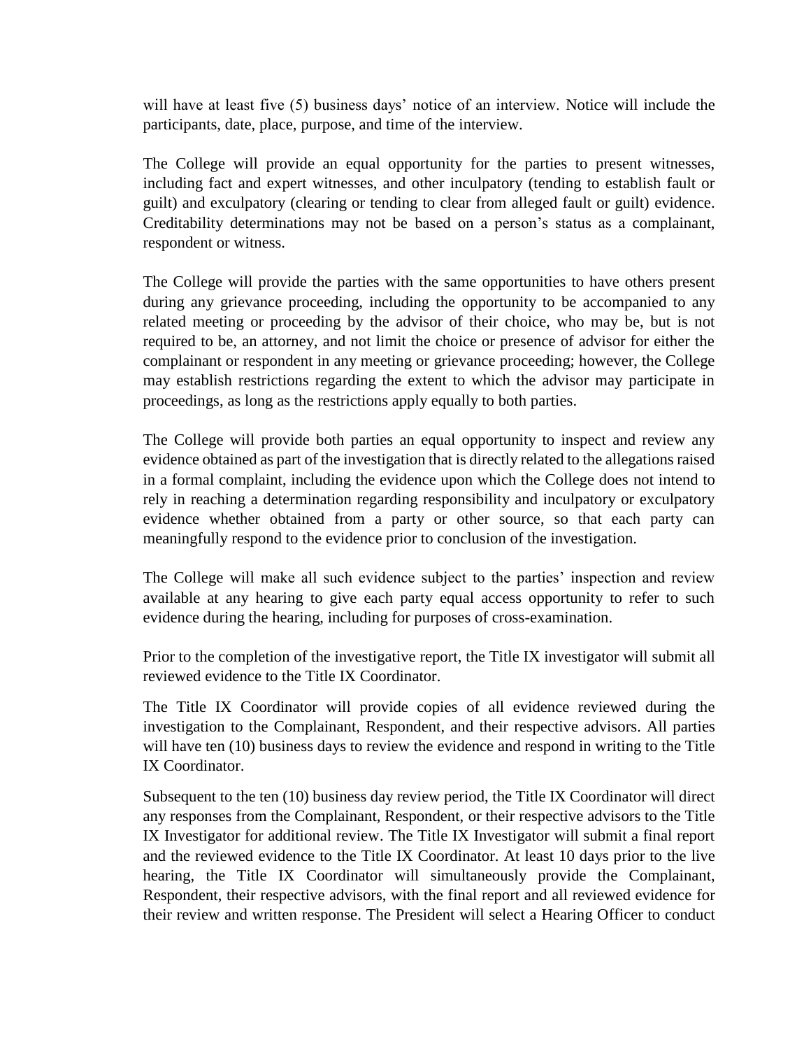will have at least five (5) business days' notice of an interview. Notice will include the participants, date, place, purpose, and time of the interview.

The College will provide an equal opportunity for the parties to present witnesses, including fact and expert witnesses, and other inculpatory (tending to establish fault or guilt) and exculpatory (clearing or tending to clear from alleged fault or guilt) evidence. Creditability determinations may not be based on a person's status as a complainant, respondent or witness.

The College will provide the parties with the same opportunities to have others present during any grievance proceeding, including the opportunity to be accompanied to any related meeting or proceeding by the advisor of their choice, who may be, but is not required to be, an attorney, and not limit the choice or presence of advisor for either the complainant or respondent in any meeting or grievance proceeding; however, the College may establish restrictions regarding the extent to which the advisor may participate in proceedings, as long as the restrictions apply equally to both parties.

The College will provide both parties an equal opportunity to inspect and review any evidence obtained as part of the investigation that is directly related to the allegations raised in a formal complaint, including the evidence upon which the College does not intend to rely in reaching a determination regarding responsibility and inculpatory or exculpatory evidence whether obtained from a party or other source, so that each party can meaningfully respond to the evidence prior to conclusion of the investigation.

The College will make all such evidence subject to the parties' inspection and review available at any hearing to give each party equal access opportunity to refer to such evidence during the hearing, including for purposes of cross-examination.

Prior to the completion of the investigative report, the Title IX investigator will submit all reviewed evidence to the Title IX Coordinator.

The Title IX Coordinator will provide copies of all evidence reviewed during the investigation to the Complainant, Respondent, and their respective advisors. All parties will have ten (10) business days to review the evidence and respond in writing to the Title IX Coordinator.

Subsequent to the ten (10) business day review period, the Title IX Coordinator will direct any responses from the Complainant, Respondent, or their respective advisors to the Title IX Investigator for additional review. The Title IX Investigator will submit a final report and the reviewed evidence to the Title IX Coordinator. At least 10 days prior to the live hearing, the Title IX Coordinator will simultaneously provide the Complainant, Respondent, their respective advisors, with the final report and all reviewed evidence for their review and written response. The President will select a Hearing Officer to conduct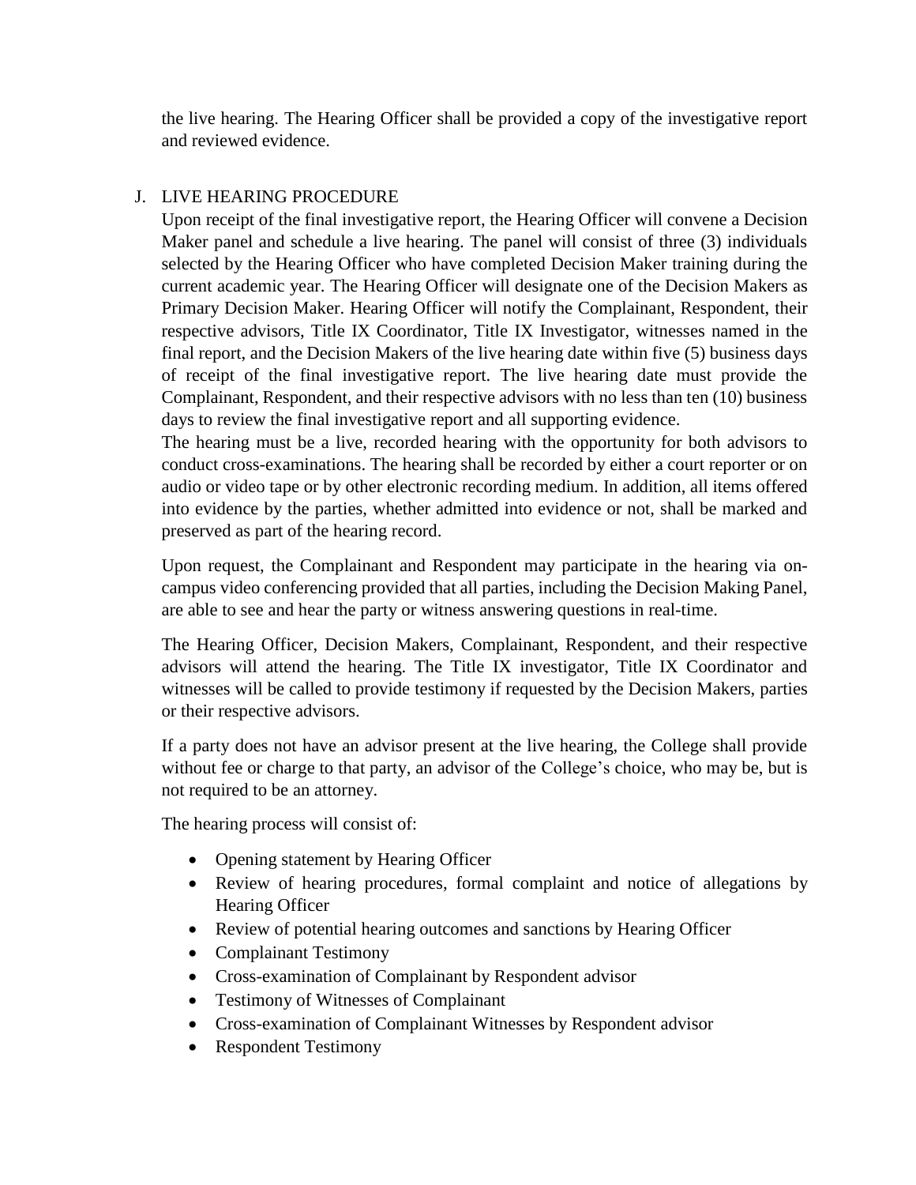the live hearing. The Hearing Officer shall be provided a copy of the investigative report and reviewed evidence.

## J. LIVE HEARING PROCEDURE

Upon receipt of the final investigative report, the Hearing Officer will convene a Decision Maker panel and schedule a live hearing. The panel will consist of three (3) individuals selected by the Hearing Officer who have completed Decision Maker training during the current academic year. The Hearing Officer will designate one of the Decision Makers as Primary Decision Maker. Hearing Officer will notify the Complainant, Respondent, their respective advisors, Title IX Coordinator, Title IX Investigator, witnesses named in the final report, and the Decision Makers of the live hearing date within five (5) business days of receipt of the final investigative report. The live hearing date must provide the Complainant, Respondent, and their respective advisors with no less than ten (10) business days to review the final investigative report and all supporting evidence.

The hearing must be a live, recorded hearing with the opportunity for both advisors to conduct cross-examinations. The hearing shall be recorded by either a court reporter or on audio or video tape or by other electronic recording medium. In addition, all items offered into evidence by the parties, whether admitted into evidence or not, shall be marked and preserved as part of the hearing record.

Upon request, the Complainant and Respondent may participate in the hearing via on-campus video conferencing provided that all parties, including the Decision Making Panel, are able to see and hear the party or witness answering questions in real-time.

The Hearing Officer, Decision Makers, Complainant, Respondent, and their respective advisors will attend the hearing. The Title IX investigator, Title IX Coordinator and witnesses will be called to provide testimony if requested by the Decision Makers, parties or their respective advisors.

If a party does not have an advisor present at the live hearing, the College shall provide without fee or charge to that party, an advisor of the College's choice, who may be, but is not required to be an attorney.

The hearing process will consist of:

- Opening statement by Hearing Officer
- Review of hearing procedures, formal complaint and notice of allegations by Hearing Officer
- Review of potential hearing outcomes and sanctions by Hearing Officer
- Complainant Testimony
- Cross-examination of Complainant by Respondent advisor
- Testimony of Witnesses of Complainant
- Cross-examination of Complainant Witnesses by Respondent advisor
- Respondent Testimony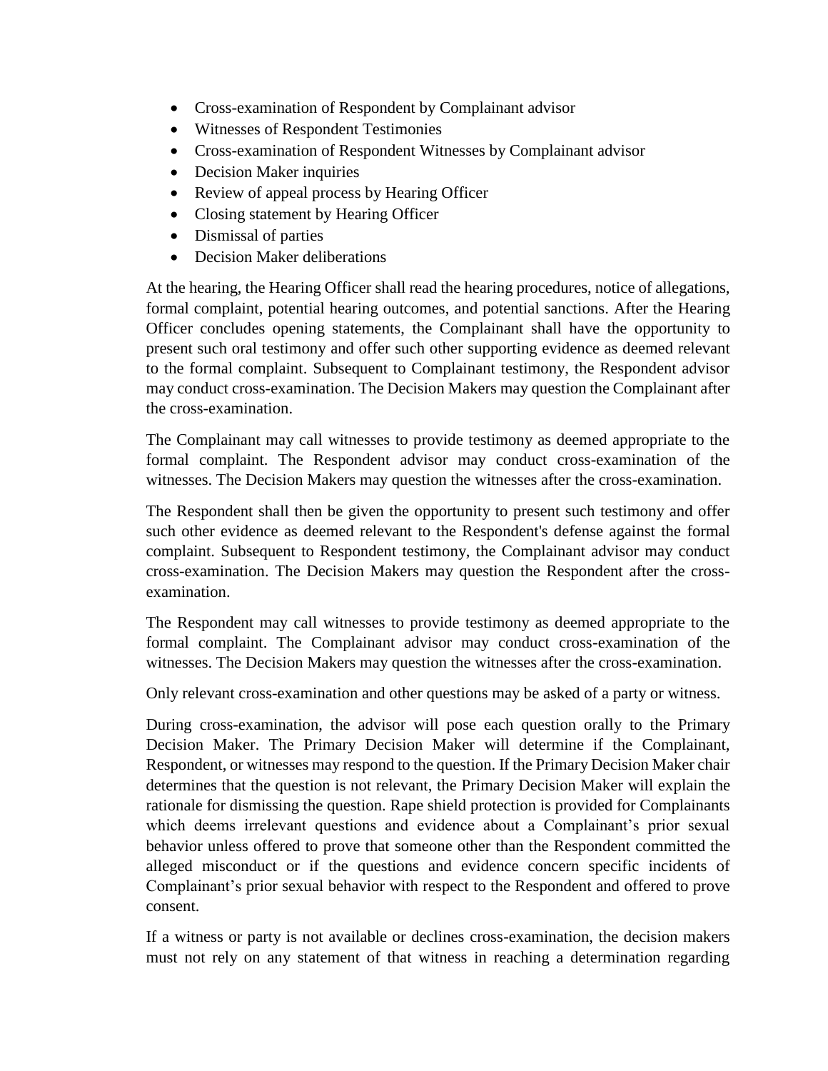- Cross-examination of Respondent by Complainant advisor
- Witnesses of Respondent Testimonies
- Cross-examination of Respondent Witnesses by Complainant advisor
- Decision Maker inquiries
- Review of appeal process by Hearing Officer
- Closing statement by Hearing Officer
- Dismissal of parties
- Decision Maker deliberations

At the hearing, the Hearing Officer shall read the hearing procedures, notice of allegations, formal complaint, potential hearing outcomes, and potential sanctions. After the Hearing Officer concludes opening statements, the Complainant shall have the opportunity to present such oral testimony and offer such other supporting evidence as deemed relevant to the formal complaint. Subsequent to Complainant testimony, the Respondent advisor may conduct cross-examination. The Decision Makers may question the Complainant after the cross-examination.

The Complainant may call witnesses to provide testimony as deemed appropriate to the formal complaint. The Respondent advisor may conduct cross-examination of the witnesses. The Decision Makers may question the witnesses after the cross-examination.

The Respondent shall then be given the opportunity to present such testimony and offer such other evidence as deemed relevant to the Respondent's defense against the formal complaint. Subsequent to Respondent testimony, the Complainant advisor may conduct cross-examination. The Decision Makers may question the Respondent after the cross-examination.

The Respondent may call witnesses to provide testimony as deemed appropriate to the formal complaint. The Complainant advisor may conduct cross-examination of the witnesses. The Decision Makers may question the witnesses after the cross-examination.

Only relevant cross-examination and other questions may be asked of a party or witness.

During cross-examination, the advisor will pose each question orally to the Primary Decision Maker. The Primary Decision Maker will determine if the Complainant, Respondent, or witnesses may respond to the question. If the Primary Decision Maker chair determines that the question is not relevant, the Primary Decision Maker will explain the rationale for dismissing the question. Rape shield protection is provided for Complainants which deems irrelevant questions and evidence about a Complainant’s prior sexual behavior unless offered to prove that someone other than the Respondent committed the alleged misconduct or if the questions and evidence concern specific incidents of Complainant’s prior sexual behavior with respect to the Respondent and offered to prove consent.

If a witness or party is not available or declines cross-examination, the decision makers must not rely on any statement of that witness in reaching a determination regarding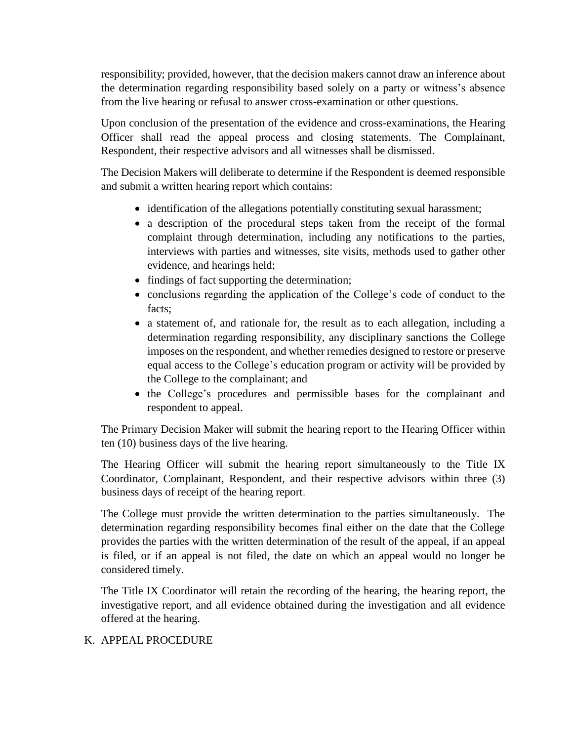responsibility; provided, however, that the decision makers cannot draw an inference about the determination regarding responsibility based solely on a party or witness's absence from the live hearing or refusal to answer cross-examination or other questions.

Upon conclusion of the presentation of the evidence and cross-examinations, the Hearing Officer shall read the appeal process and closing statements. The Complainant, Respondent, their respective advisors and all witnesses shall be dismissed.

The Decision Makers will deliberate to determine if the Respondent is deemed responsible and submit a written hearing report which contains:

- identification of the allegations potentially constituting sexual harassment;
- a description of the procedural steps taken from the receipt of the formal complaint through determination, including any notifications to the parties, interviews with parties and witnesses, site visits, methods used to gather other evidence, and hearings held;
- findings of fact supporting the determination;
- conclusions regarding the application of the College's code of conduct to the facts;
- a statement of, and rationale for, the result as to each allegation, including a determination regarding responsibility, any disciplinary sanctions the College imposes on the respondent, and whether remedies designed to restore or preserve equal access to the College's education program or activity will be provided by the College to the complainant; and
- the College's procedures and permissible bases for the complainant and respondent to appeal.

The Primary Decision Maker will submit the hearing report to the Hearing Officer within ten (10) business days of the live hearing.

The Hearing Officer will submit the hearing report simultaneously to the Title IX Coordinator, Complainant, Respondent, and their respective advisors within three (3) business days of receipt of the hearing report.

The College must provide the written determination to the parties simultaneously. The determination regarding responsibility becomes final either on the date that the College provides the parties with the written determination of the result of the appeal, if an appeal is filed, or if an appeal is not filed, the date on which an appeal would no longer be considered timely.

The Title IX Coordinator will retain the recording of the hearing, the hearing report, the investigative report, and all evidence obtained during the investigation and all evidence offered at the hearing.

## K. APPEAL PROCEDURE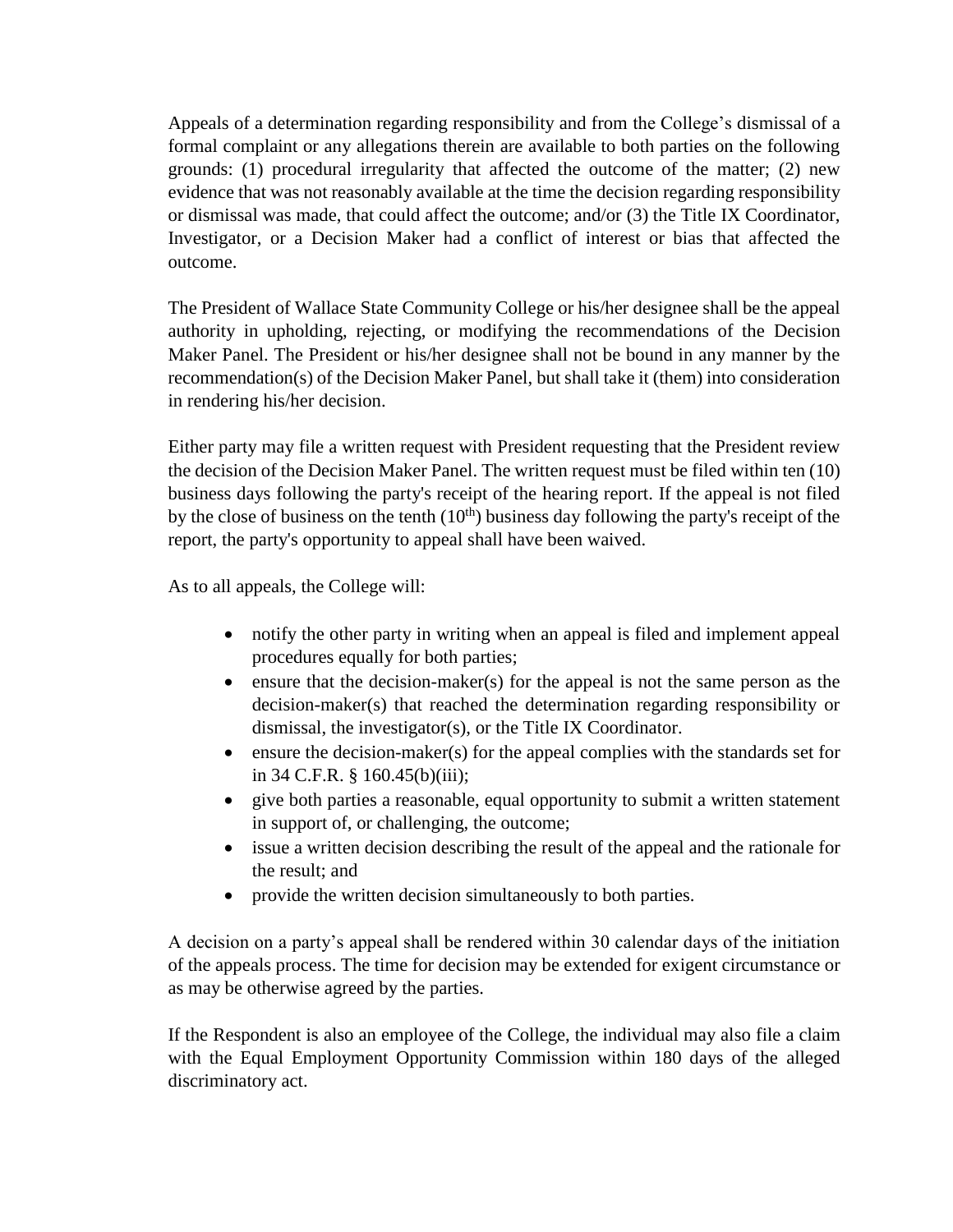Appeals of a determination regarding responsibility and from the College's dismissal of a formal complaint or any allegations therein are available to both parties on the following grounds: (1) procedural irregularity that affected the outcome of the matter; (2) new evidence that was not reasonably available at the time the decision regarding responsibility or dismissal was made, that could affect the outcome; and/or (3) the Title IX Coordinator, Investigator, or a Decision Maker had a conflict of interest or bias that affected the outcome.

The President of Wallace State Community College or his/her designee shall be the appeal authority in upholding, rejecting, or modifying the recommendations of the Decision Maker Panel. The President or his/her designee shall not be bound in any manner by the recommendation(s) of the Decision Maker Panel, but shall take it (them) into consideration in rendering his/her decision.

Either party may file a written request with President requesting that the President review the decision of the Decision Maker Panel. The written request must be filed within ten (10) business days following the party's receipt of the hearing report. If the appeal is not filed by the close of business on the tenth (10th) business day following the party's receipt of the report, the party's opportunity to appeal shall have been waived.

As to all appeals, the College will:

- notify the other party in writing when an appeal is filed and implement appeal procedures equally for both parties;
- ensure that the decision-maker(s) for the appeal is not the same person as the decision-maker(s) that reached the determination regarding responsibility or dismissal, the investigator(s), or the Title IX Coordinator.
- ensure the decision-maker(s) for the appeal complies with the standards set for in 34 C.F.R. § 160.45(b)(iii);
- give both parties a reasonable, equal opportunity to submit a written statement in support of, or challenging, the outcome;
- issue a written decision describing the result of the appeal and the rationale for the result; and
- provide the written decision simultaneously to both parties.

A decision on a party's appeal shall be rendered within 30 calendar days of the initiation of the appeals process. The time for decision may be extended for exigent circumstance or as may be otherwise agreed by the parties.

If the Respondent is also an employee of the College, the individual may also file a claim with the Equal Employment Opportunity Commission within 180 days of the alleged discriminatory act.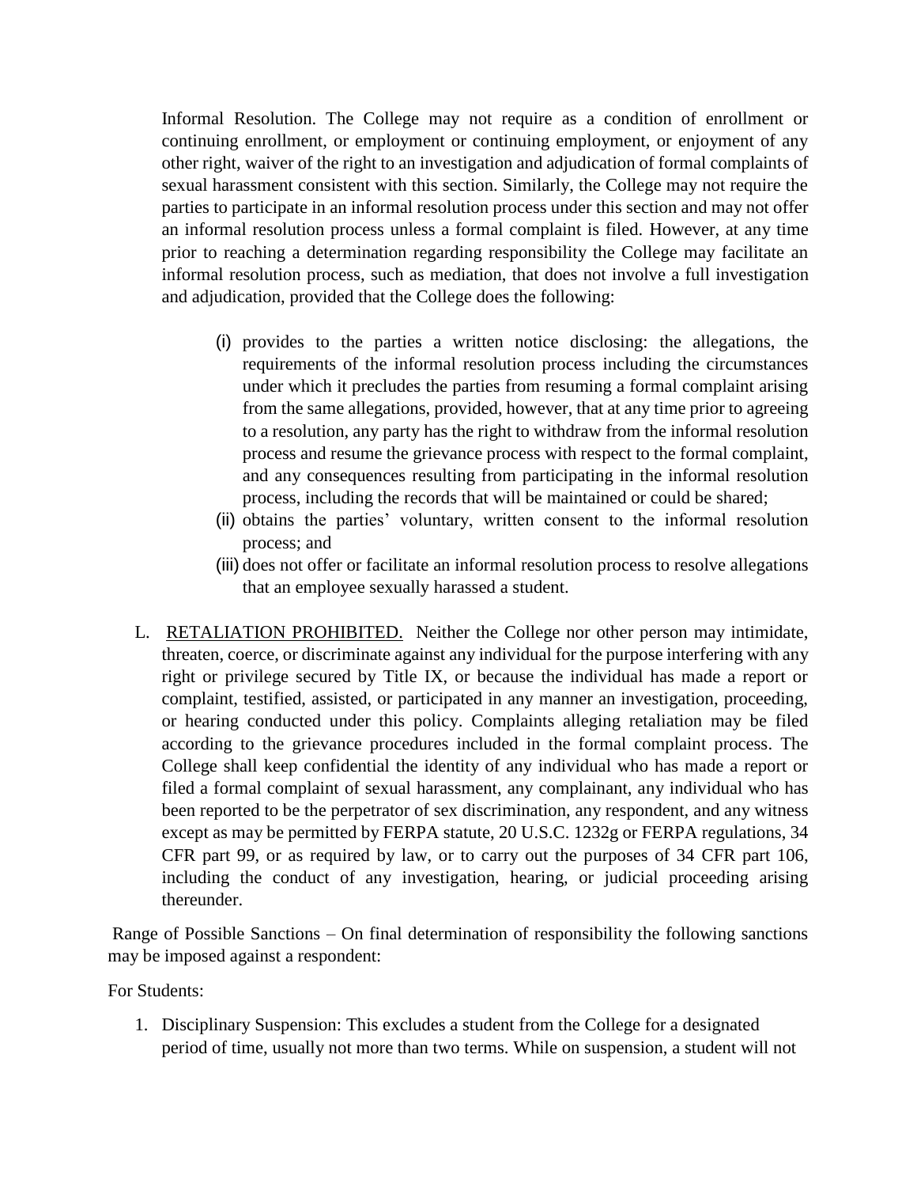Informal Resolution. The College may not require as a condition of enrollment or continuing enrollment, or employment or continuing employment, or enjoyment of any other right, waiver of the right to an investigation and adjudication of formal complaints of sexual harassment consistent with this section. Similarly, the College may not require the parties to participate in an informal resolution process under this section and may not offer an informal resolution process unless a formal complaint is filed. However, at any time prior to reaching a determination regarding responsibility the College may facilitate an informal resolution process, such as mediation, that does not involve a full investigation and adjudication, provided that the College does the following:

(i) provides to the parties a written notice disclosing: the allegations, the requirements of the informal resolution process including the circumstances under which it precludes the parties from resuming a formal complaint arising from the same allegations, provided, however, that at any time prior to agreeing to a resolution, any party has the right to withdraw from the informal resolution process and resume the grievance process with respect to the formal complaint, and any consequences resulting from participating in the informal resolution process, including the records that will be maintained or could be shared;

(ii) obtains the parties' voluntary, written consent to the informal resolution process; and

(iii) does not offer or facilitate an informal resolution process to resolve allegations that an employee sexually harassed a student.

L. RETALIATION PROHIBITED. Neither the College nor other person may intimidate, threaten, coerce, or discriminate against any individual for the purpose interfering with any right or privilege secured by Title IX, or because the individual has made a report or complaint, testified, assisted, or participated in any manner an investigation, proceeding, or hearing conducted under this policy. Complaints alleging retaliation may be filed according to the grievance procedures included in the formal complaint process. The College shall keep confidential the identity of any individual who has made a report or filed a formal complaint of sexual harassment, any complainant, any individual who has been reported to be the perpetrator of sex discrimination, any respondent, and any witness except as may be permitted by FERPA statute, 20 U.S.C. 1232g or FERPA regulations, 34 CFR part 99, or as required by law, or to carry out the purposes of 34 CFR part 106, including the conduct of any investigation, hearing, or judicial proceeding arising thereunder.

Range of Possible Sanctions – On final determination of responsibility the following sanctions may be imposed against a respondent:

For Students:

1. Disciplinary Suspension: This excludes a student from the College for a designated period of time, usually not more than two terms. While on suspension, a student will not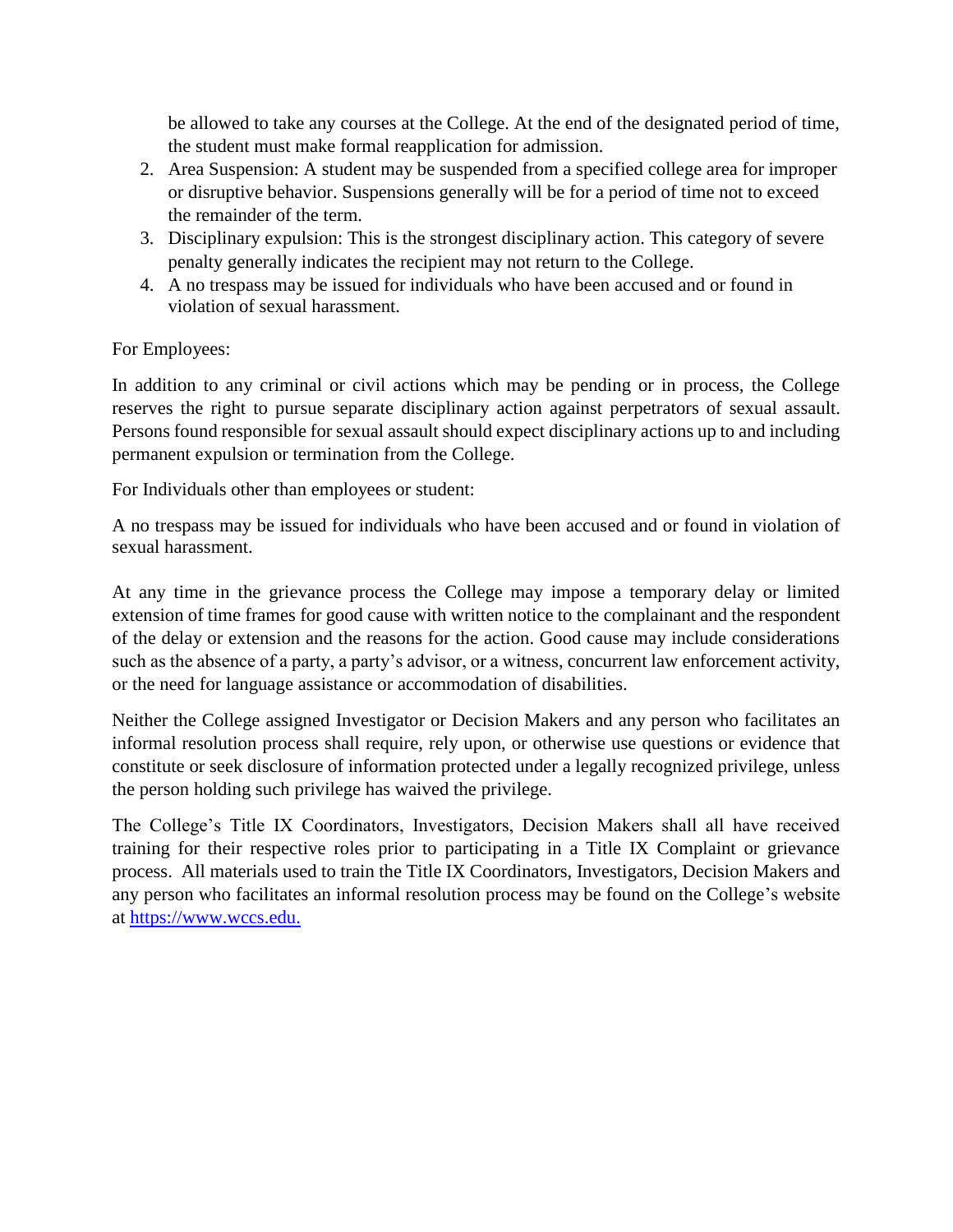be allowed to take any courses at the College. At the end of the designated period of time, the student must make formal reapplication for admission.

2. Area Suspension: A student may be suspended from a specified college area for improper or disruptive behavior. Suspensions generally will be for a period of time not to exceed the remainder of the term.
3. Disciplinary expulsion: This is the strongest disciplinary action. This category of severe penalty generally indicates the recipient may not return to the College.
4. A no trespass may be issued for individuals who have been accused and or found in violation of sexual harassment.

For Employees:

In addition to any criminal or civil actions which may be pending or in process, the College reserves the right to pursue separate disciplinary action against perpetrators of sexual assault. Persons found responsible for sexual assault should expect disciplinary actions up to and including permanent expulsion or termination from the College.

For Individuals other than employees or student:

A no trespass may be issued for individuals who have been accused and or found in violation of sexual harassment.

At any time in the grievance process the College may impose a temporary delay or limited extension of time frames for good cause with written notice to the complainant and the respondent of the delay or extension and the reasons for the action. Good cause may include considerations such as the absence of a party, a party's advisor, or a witness, concurrent law enforcement activity, or the need for language assistance or accommodation of disabilities.

Neither the College assigned Investigator or Decision Makers and any person who facilitates an informal resolution process shall require, rely upon, or otherwise use questions or evidence that constitute or seek disclosure of information protected under a legally recognized privilege, unless the person holding such privilege has waived the privilege.

The College's Title IX Coordinators, Investigators, Decision Makers shall all have received training for their respective roles prior to participating in a Title IX Complaint or grievance process. All materials used to train the Title IX Coordinators, Investigators, Decision Makers and any person who facilitates an informal resolution process may be found on the College's website at [https://www.wccs.edu.](https://www.wccs.edu)